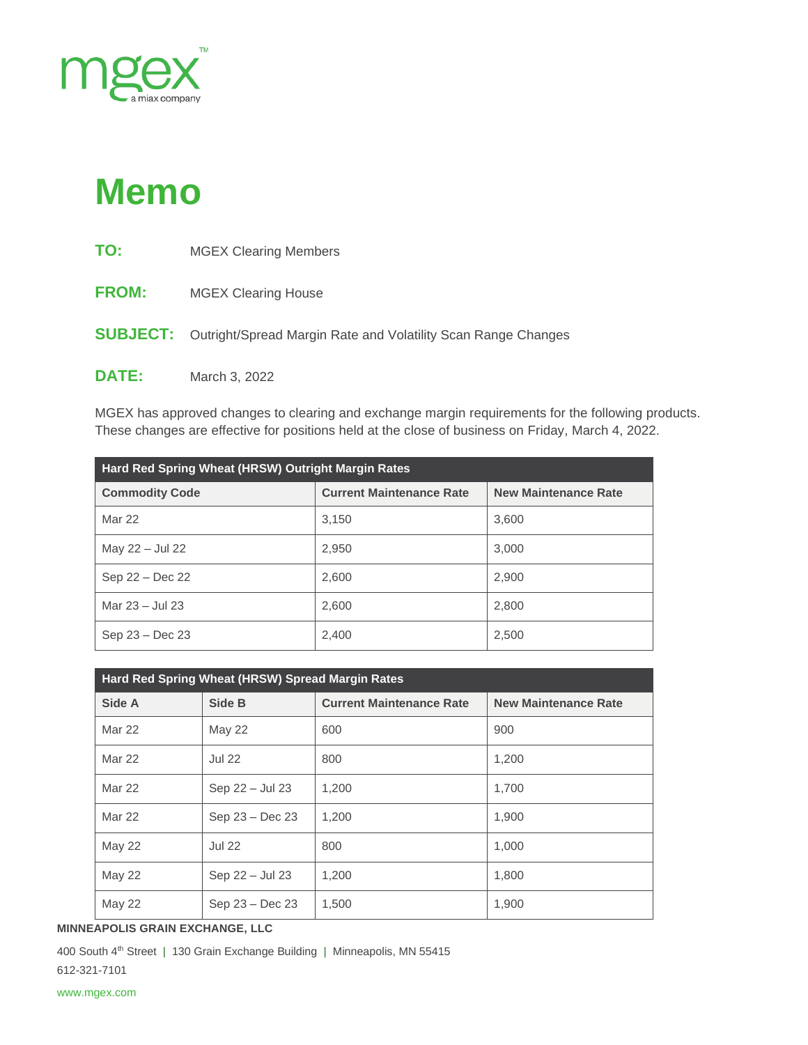# Memo

**TO:** MGEX Clearing Members

**FROM:** MGEX Clearing House

**SUBJECT:** Outright/Spread Margin Rate and Volatility Scan Range Changes

**DATE:** March 3, 2022

MGEX has approved changes to clearing and exchange margin requirements for the following products. These changes are effective for positions held at the close of business on Friday, March 4, 2022.

| Hard Red Spring Wheat (HRSW) Outright Margin Rates | | |
|---|---|---|
| **Commodity Code** | **Current Maintenance Rate** | **New Maintenance Rate** |
| Mar 22 | 3,150 | 3,600 |
| May 22 – Jul 22 | 2,950 | 3,000 |
| Sep 22 – Dec 22 | 2,600 | 2,900 |
| Mar 23 – Jul 23 | 2,600 | 2,800 |
| Sep 23 – Dec 23 | 2,400 | 2,500 |

| Hard Red Spring Wheat (HRSW) Spread Margin Rates | | | |
|---|---|---|---|
| **Side A** | **Side B** | **Current Maintenance Rate** | **New Maintenance Rate** |
| Mar 22 | May 22 | 600 | 900 |
| Mar 22 | Jul 22 | 800 | 1,200 |
| Mar 22 | Sep 22 – Jul 23 | 1,200 | 1,700 |
| Mar 22 | Sep 23 – Dec 23 | 1,200 | 1,900 |
| May 22 | Jul 22 | 800 | 1,000 |
| May 22 | Sep 22 – Jul 23 | 1,200 | 1,800 |
| May 22 | Sep 23 – Dec 23 | 1,500 | 1,900 |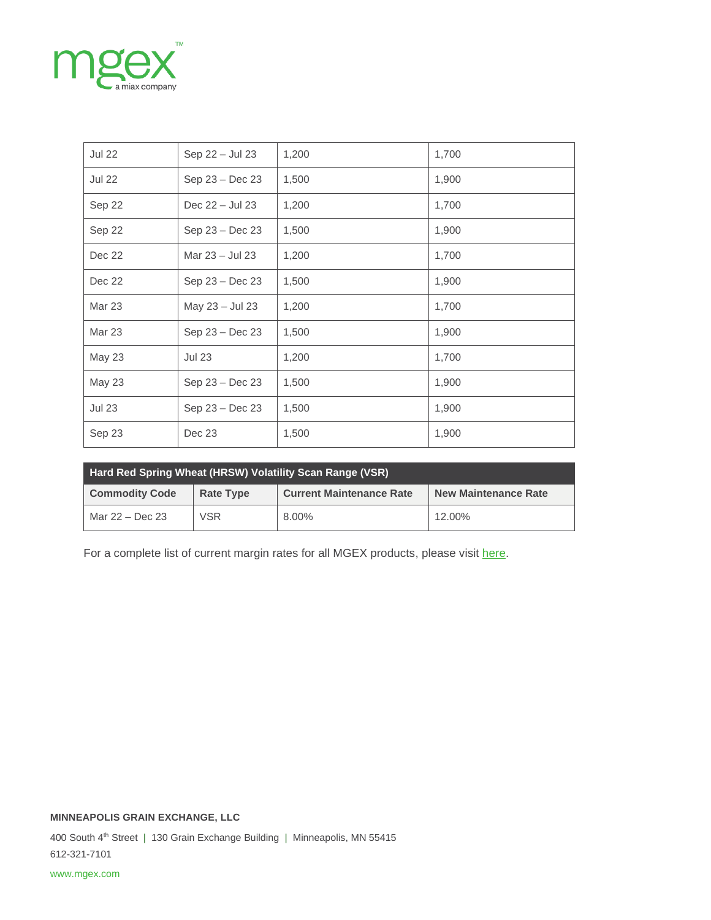| | | | |
|---|---|---|---|
| Jul 22 | Sep 22 – Jul 23 | 1,200 | 1,700 |
| Jul 22 | Sep 23 – Dec 23 | 1,500 | 1,900 |
| Sep 22 | Dec 22 – Jul 23 | 1,200 | 1,700 |
| Sep 22 | Sep 23 – Dec 23 | 1,500 | 1,900 |
| Dec 22 | Mar 23 – Jul 23 | 1,200 | 1,700 |
| Dec 22 | Sep 23 – Dec 23 | 1,500 | 1,900 |
| Mar 23 | May 23 – Jul 23 | 1,200 | 1,700 |
| Mar 23 | Sep 23 – Dec 23 | 1,500 | 1,900 |
| May 23 | Jul 23 | 1,200 | 1,700 |
| May 23 | Sep 23 – Dec 23 | 1,500 | 1,900 |
| Jul 23 | Sep 23 – Dec 23 | 1,500 | 1,900 |
| Sep 23 | Dec 23 | 1,500 | 1,900 |

| **Hard Red Spring Wheat (HRSW) Volatility Scan Range (VSR)** | | | |
|---|---|---|---|
| **Commodity Code** | **Rate Type** | **Current Maintenance Rate** | **New Maintenance Rate** |
| Mar 22 – Dec 23 | VSR | 8.00% | 12.00% |

For a complete list of current margin rates for all MGEX products, please visit here.

**MINNEAPOLIS GRAIN EXCHANGE, LLC**

400 South 4th Street | 130 Grain Exchange Building | Minneapolis, MN 55415

612-321-7101

www.mgex.com